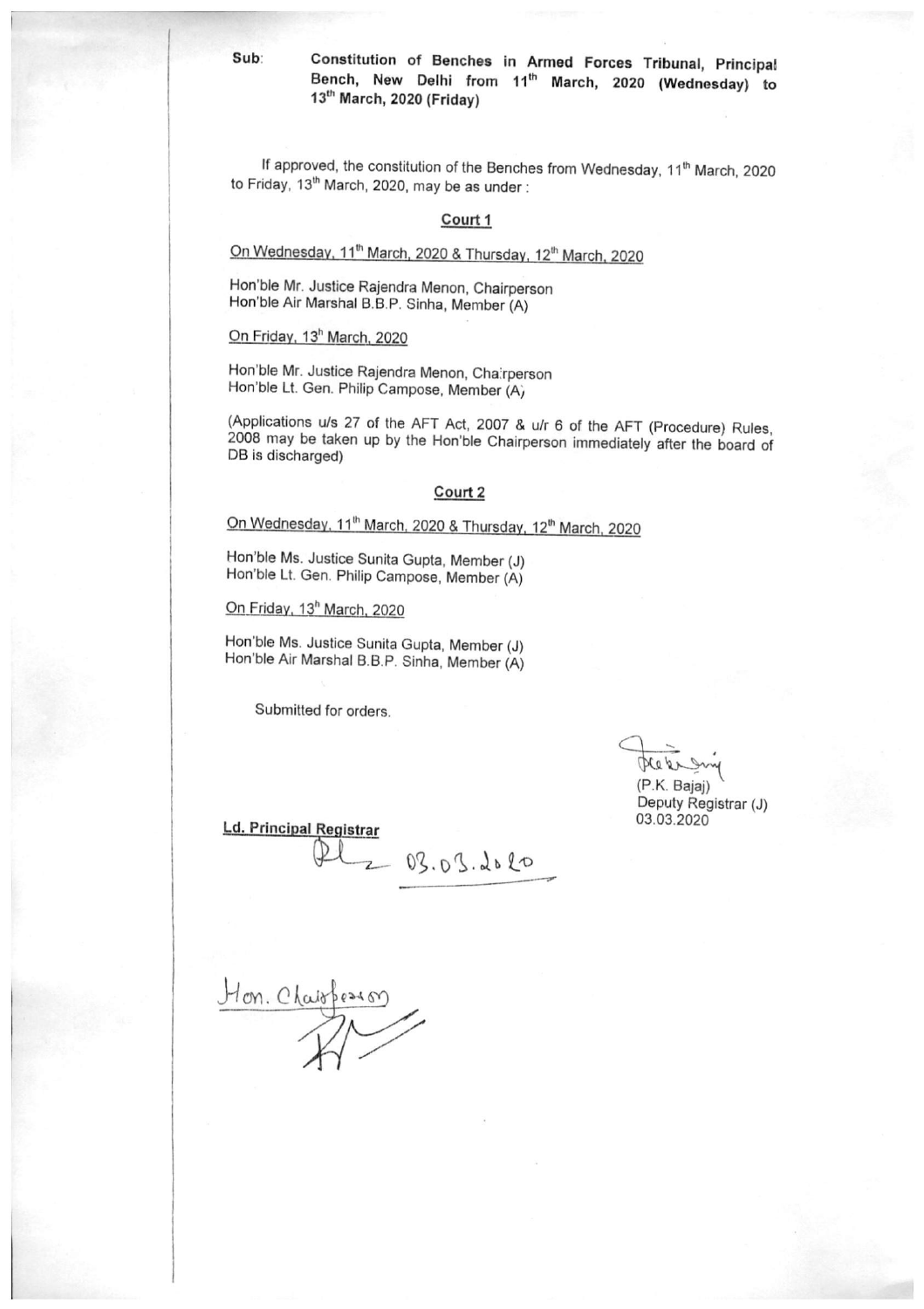**Sub: Constitution of Benches in Armed Forces Tribunal, Principal Bench, New Delhi from 11th March, 2020 (Wednesday) to 13th March, 2020 (Friday)**

If approved, the constitution of the Benches from Wednesday, 11th March, 2020 to Friday, 13th March, 2020, may be as under :

**Court 1**

On Wednesday, 11th March, 2020 & Thursday, 12th March, 2020

Hon'ble Mr. Justice Rajendra Menon, Chairperson
Hon'ble Air Marshal B.B.P. Sinha, Member (A)

On Friday, 13h March, 2020

Hon'ble Mr. Justice Rajendra Menon, Chairperson
Hon'ble Lt. Gen. Philip Campose, Member (A)

(Applications u/s 27 of the AFT Act, 2007 & u/r 6 of the AFT (Procedure) Rules, 2008 may be taken up by the Hon'ble Chairperson immediately after the board of DB is discharged)

**Court 2**

On Wednesday, 11th March, 2020 & Thursday, 12th March, 2020

Hon'ble Ms. Justice Sunita Gupta, Member (J)
Hon'ble Lt. Gen. Philip Campose, Member (A)

On Friday, 13h March, 2020

Hon'ble Ms. Justice Sunita Gupta, Member (J)
Hon'ble Air Marshal B.B.P. Sinha, Member (A)

Submitted for orders.

(P.K. Bajaj)
Deputy Registrar (J)
03.03.2020

**Ld. Principal Registrar**

03.03.2020

Hon. Chairperson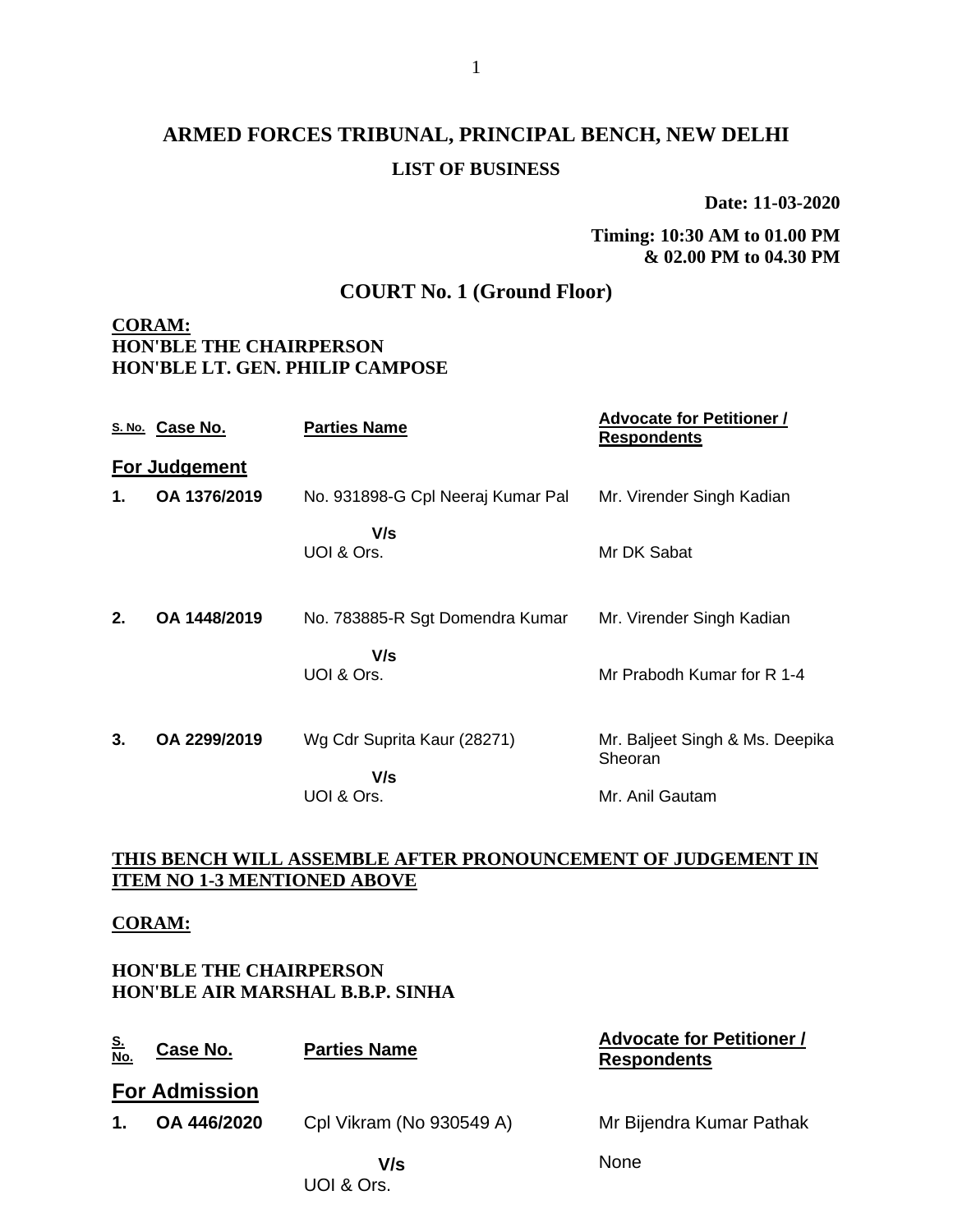# ARMED FORCES TRIBUNAL, PRINCIPAL BENCH, NEW DELHI

## LIST OF BUSINESS

**Date: 11-03-2020**

**Timing: 10:30 AM to 01.00 PM & 02.00 PM to 04.30 PM**

## COURT No. 1 (Ground Floor)

**CORAM:**
**HON'BLE THE CHAIRPERSON**
**HON'BLE LT. GEN. PHILIP CAMPOSE**

| S. No. | Case No. | Parties Name | Advocate for Petitioner / Respondents |
|---|---|---|---|
| **For Judgement** | | | |
| **1.** | **OA 1376/2019** | No. 931898-G Cpl Neeraj Kumar Pal V/s UOI & Ors. | Mr. Virender Singh Kadian<br>Mr DK Sabat |
| **2.** | **OA 1448/2019** | No. 783885-R Sgt Domendra Kumar V/s UOI & Ors. | Mr. Virender Singh Kadian<br>Mr Prabodh Kumar for R 1-4 |
| **3.** | **OA 2299/2019** | Wg Cdr Suprita Kaur (28271) V/s UOI & Ors. | Mr. Baljeet Singh & Ms. Deepika Sheoran<br>Mr. Anil Gautam |

**THIS BENCH WILL ASSEMBLE AFTER PRONOUNCEMENT OF JUDGEMENT IN ITEM NO 1-3 MENTIONED ABOVE**

**CORAM:**

**HON'BLE THE CHAIRPERSON**
**HON'BLE AIR MARSHAL B.B.P. SINHA**

| S. No. | Case No. | Parties Name | Advocate for Petitioner / Respondents |
|---|---|---|---|
| **For Admission** | | | |
| **1.** | **OA 446/2020** | Cpl Vikram (No 930549 A) V/s UOI & Ors. | Mr Bijendra Kumar Pathak<br>None |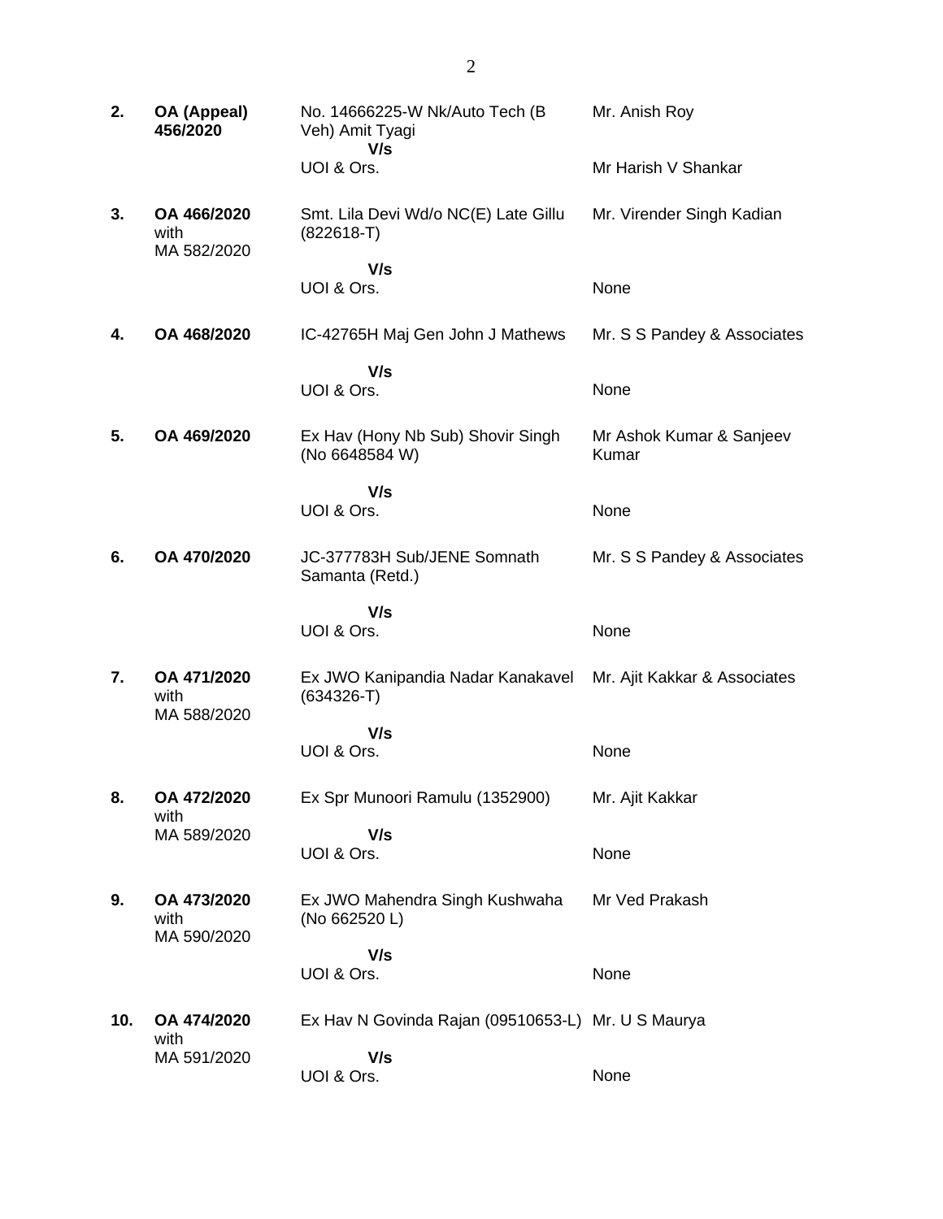| | | | |
|---|---|---|---|
| **2.** | **OA (Appeal) 456/2020** | No. 14666225-W Nk/Auto Tech (B Veh) Amit Tyagi | Mr. Anish Roy |
| | | **V/s** | |
| | | UOI & Ors. | Mr Harish V Shankar |
| **3.** | **OA 466/2020** with MA 582/2020 | Smt. Lila Devi Wd/o NC(E) Late Gillu (822618-T) | Mr. Virender Singh Kadian |
| | | **V/s** | |
| | | UOI & Ors. | None |
| **4.** | **OA 468/2020** | IC-42765H Maj Gen John J Mathews | Mr. S S Pandey & Associates |
| | | **V/s** | |
| | | UOI & Ors. | None |
| **5.** | **OA 469/2020** | Ex Hav (Hony Nb Sub) Shovir Singh (No 6648584 W) | Mr Ashok Kumar & Sanjeev Kumar |
| | | **V/s** | |
| | | UOI & Ors. | None |
| **6.** | **OA 470/2020** | JC-377783H Sub/JENE Somnath Samanta (Retd.) | Mr. S S Pandey & Associates |
| | | **V/s** | |
| | | UOI & Ors. | None |
| **7.** | **OA 471/2020** with MA 588/2020 | Ex JWO Kanipandia Nadar Kanakavel (634326-T) | Mr. Ajit Kakkar & Associates |
| | | **V/s** | |
| | | UOI & Ors. | None |
| **8.** | **OA 472/2020** with MA 589/2020 | Ex Spr Munoori Ramulu (1352900) | Mr. Ajit Kakkar |
| | | **V/s** | |
| | | UOI & Ors. | None |
| **9.** | **OA 473/2020** with MA 590/2020 | Ex JWO Mahendra Singh Kushwaha (No 662520 L) | Mr Ved Prakash |
| | | **V/s** | |
| | | UOI & Ors. | None |
| **10.** | **OA 474/2020** with MA 591/2020 | Ex Hav N Govinda Rajan (09510653-L) | Mr. U S Maurya |
| | | **V/s** | |
| | | UOI & Ors. | None |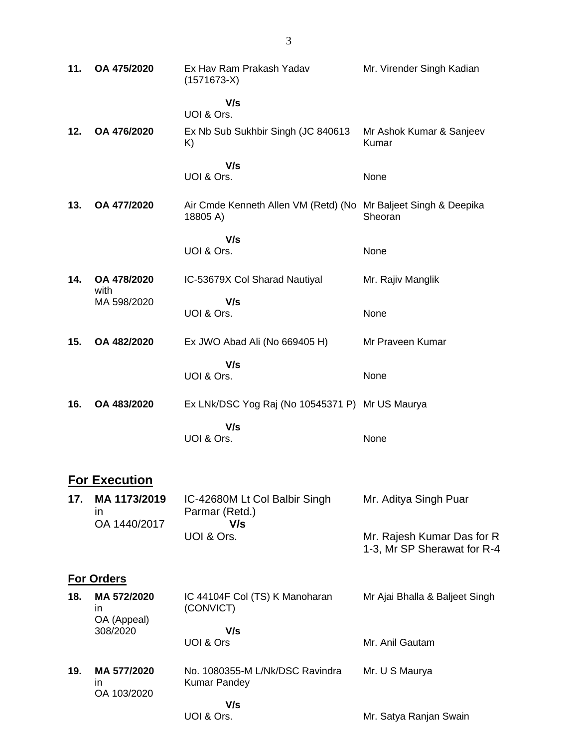| | | | |
|---|---|---|---|
| **11.** | **OA 475/2020** | Ex Hav Ram Prakash Yadav (1571673-X)<br><br>**V/s**<br>UOI & Ors. | Mr. Virender Singh Kadian |
| **12.** | **OA 476/2020** | Ex Nb Sub Sukhbir Singh (JC 840613 K)<br><br>**V/s**<br>UOI & Ors. | Mr Ashok Kumar & Sanjeev Kumar<br><br>None |
| **13.** | **OA 477/2020** | Air Cmde Kenneth Allen VM (Retd) (No 18805 A)<br><br>**V/s**<br>UOI & Ors. | Mr Baljeet Singh & Deepika Sheoran<br><br>None |
| **14.** | **OA 478/2020** with MA 598/2020 | IC-53679X Col Sharad Nautiyal<br><br>**V/s**<br>UOI & Ors. | Mr. Rajiv Manglik<br><br>None |
| **15.** | **OA 482/2020** | Ex JWO Abad Ali (No 669405 H)<br><br>**V/s**<br>UOI & Ors. | Mr Praveen Kumar<br><br>None |
| **16.** | **OA 483/2020** | Ex LNk/DSC Yog Raj (No 10545371 P)<br><br>**V/s**<br>UOI & Ors. | Mr US Maurya<br><br>None |

## For Execution

| | | | |
|---|---|---|---|
| **17.** | **MA 1173/2019** in OA 1440/2017 | IC-42680M Lt Col Balbir Singh Parmar (Retd.)<br>**V/s**<br>UOI & Ors. | Mr. Aditya Singh Puar<br><br>Mr. Rajesh Kumar Das for R 1-3, Mr SP Sherawat for R-4 |

## For Orders

| | | | |
|---|---|---|---|
| **18.** | **MA 572/2020** in OA (Appeal) 308/2020 | IC 44104F Col (TS) K Manoharan (CONVICT)<br><br>**V/s**<br>UOI & Ors | Mr Ajai Bhalla & Baljeet Singh<br><br>Mr. Anil Gautam |
| **19.** | **MA 577/2020** in OA 103/2020 | No. 1080355-M L/Nk/DSC Ravindra Kumar Pandey<br><br>**V/s**<br>UOI & Ors. | Mr. U S Maurya<br><br>Mr. Satya Ranjan Swain |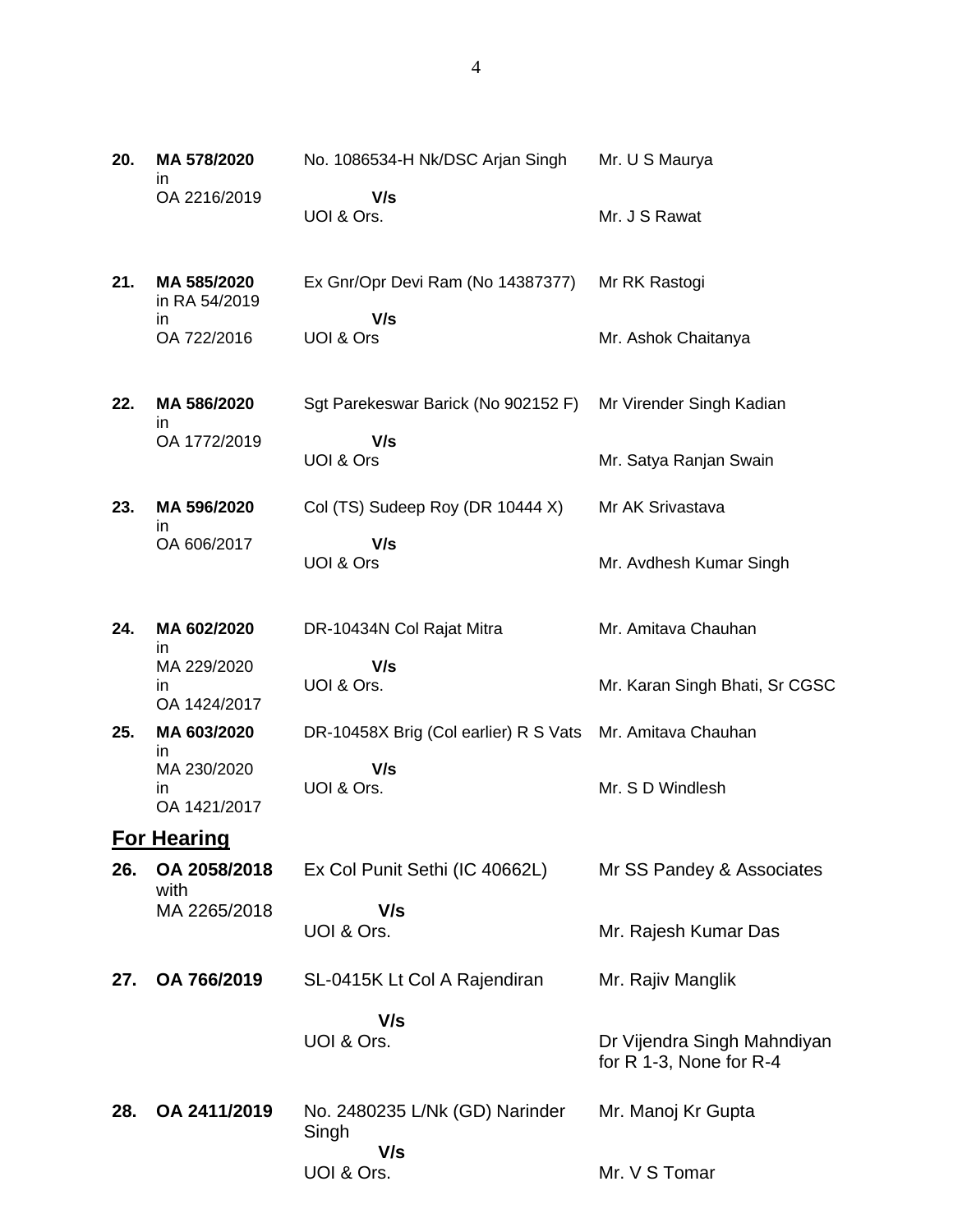| | | | |
|---|---|---|---|
| **20.** | **MA 578/2020** in OA 2216/2019 | No. 1086534-H Nk/DSC Arjan Singh **V/s** UOI & Ors. | Mr. U S Maurya<br><br>Mr. J S Rawat |
| **21.** | **MA 585/2020** in RA 54/2019 in OA 722/2016 | Ex Gnr/Opr Devi Ram (No 14387377) **V/s** UOI & Ors | Mr RK Rastogi<br><br>Mr. Ashok Chaitanya |
| **22.** | **MA 586/2020** in OA 1772/2019 | Sgt Parekeswar Barick (No 902152 F) **V/s** UOI & Ors | Mr Virender Singh Kadian<br><br>Mr. Satya Ranjan Swain |
| **23.** | **MA 596/2020** in OA 606/2017 | Col (TS) Sudeep Roy (DR 10444 X) **V/s** UOI & Ors | Mr AK Srivastava<br><br>Mr. Avdhesh Kumar Singh |
| **24.** | **MA 602/2020** in MA 229/2020 in OA 1424/2017 | DR-10434N Col Rajat Mitra **V/s** UOI & Ors. | Mr. Amitava Chauhan<br><br>Mr. Karan Singh Bhati, Sr CGSC |
| **25.** | **MA 603/2020** in MA 230/2020 in OA 1421/2017 | DR-10458X Brig (Col earlier) R S Vats **V/s** UOI & Ors. | Mr. Amitava Chauhan<br><br>Mr. S D Windlesh |

## For Hearing

| | | | |
|---|---|---|---|
| **26.** | **OA 2058/2018** with MA 2265/2018 | Ex Col Punit Sethi (IC 40662L) **V/s** UOI & Ors. | Mr SS Pandey & Associates<br><br>Mr. Rajesh Kumar Das |
| **27.** | **OA 766/2019** | SL-0415K Lt Col A Rajendiran **V/s** UOI & Ors. | Mr. Rajiv Manglik<br><br>Dr Vijendra Singh Mahndiyan for R 1-3, None for R-4 |
| **28.** | **OA 2411/2019** | No. 2480235 L/Nk (GD) Narinder Singh **V/s** UOI & Ors. | Mr. Manoj Kr Gupta<br><br>Mr. V S Tomar |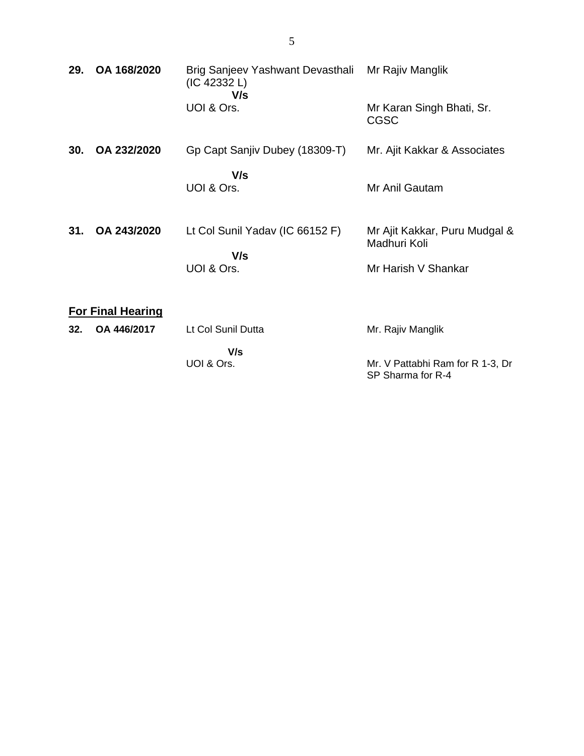| | | | |
|---|---|---|---|
| **29.** | **OA 168/2020** | Brig Sanjeev Yashwant Devasthali (IC 42332 L)<br>**V/s**<br>UOI & Ors. | Mr Rajiv Manglik<br><br>Mr Karan Singh Bhati, Sr. CGSC |
| **30.** | **OA 232/2020** | Gp Capt Sanjiv Dubey (18309-T)<br>**V/s**<br>UOI & Ors. | Mr. Ajit Kakkar & Associates<br><br>Mr Anil Gautam |
| **31.** | **OA 243/2020** | Lt Col Sunil Yadav (IC 66152 F)<br>**V/s**<br>UOI & Ors. | Mr Ajit Kakkar, Puru Mudgal & Madhuri Koli<br><br>Mr Harish V Shankar |

**<u>For Final Hearing</u>**

| | | | |
|---|---|---|---|
| **32.** | **OA 446/2017** | Lt Col Sunil Dutta<br>**V/s**<br>UOI & Ors. | Mr. Rajiv Manglik<br><br>Mr. V Pattabhi Ram for R 1-3, Dr SP Sharma for R-4 |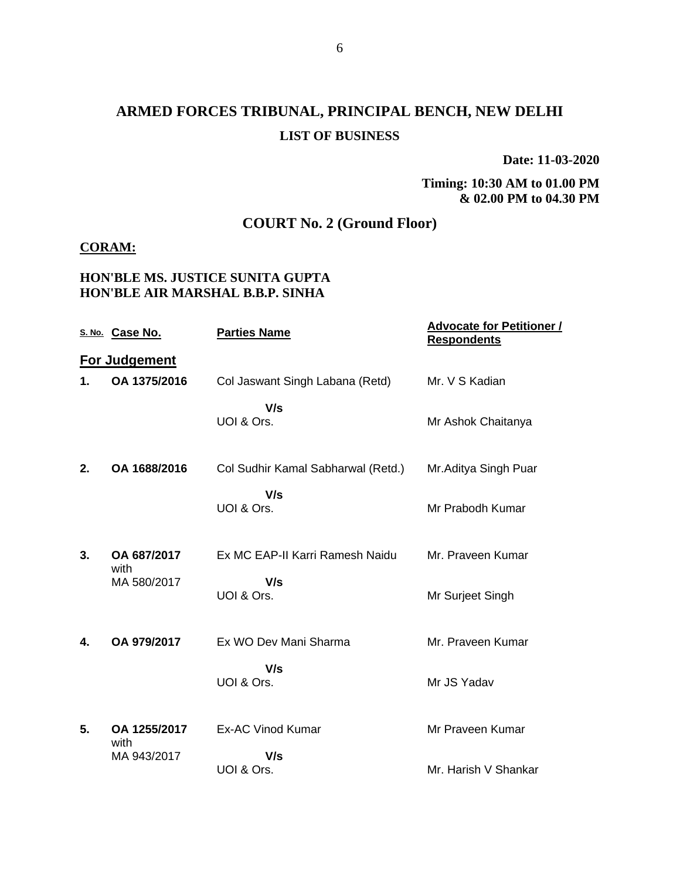# ARMED FORCES TRIBUNAL, PRINCIPAL BENCH, NEW DELHI

## LIST OF BUSINESS

**Date: 11-03-2020**

**Timing: 10:30 AM to 01.00 PM & 02.00 PM to 04.30 PM**

## COURT No. 2 (Ground Floor)

**CORAM:**

**HON'BLE MS. JUSTICE SUNITA GUPTA**
**HON'BLE AIR MARSHAL B.B.P. SINHA**

| S. No. | Case No. | Parties Name | Advocate for Petitioner / Respondents |
|---|---|---|---|
| **For Judgement** | | | |
| **1.** | **OA 1375/2016** | Col Jaswant Singh Labana (Retd) | Mr. V S Kadian |
| | | **V/s** UOI & Ors. | Mr Ashok Chaitanya |
| **2.** | **OA 1688/2016** | Col Sudhir Kamal Sabharwal (Retd.) | Mr.Aditya Singh Puar |
| | | **V/s** UOI & Ors. | Mr Prabodh Kumar |
| **3.** | **OA 687/2017** with MA 580/2017 | Ex MC EAP-II Karri Ramesh Naidu | Mr. Praveen Kumar |
| | | **V/s** UOI & Ors. | Mr Surjeet Singh |
| **4.** | **OA 979/2017** | Ex WO Dev Mani Sharma | Mr. Praveen Kumar |
| | | **V/s** UOI & Ors. | Mr JS Yadav |
| **5.** | **OA 1255/2017** with MA 943/2017 | Ex-AC Vinod Kumar | Mr Praveen Kumar |
| | | **V/s** UOI & Ors. | Mr. Harish V Shankar |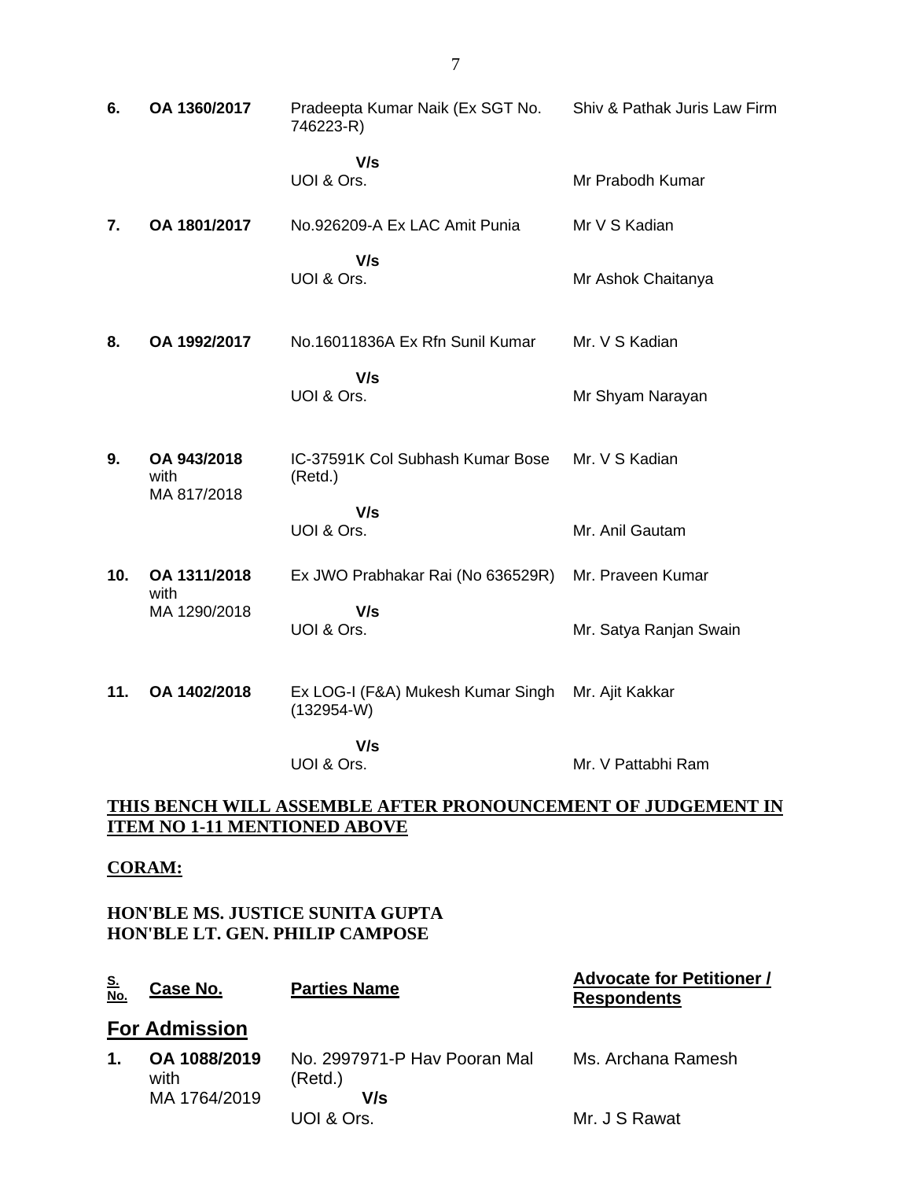| | | | |
|---|---|---|---|
| **6.** | **OA 1360/2017** | Pradeepta Kumar Naik (Ex SGT No. 746223-R)<br>**V/s**<br>UOI & Ors. | Shiv & Pathak Juris Law Firm<br><br>Mr Prabodh Kumar |
| **7.** | **OA 1801/2017** | No.926209-A Ex LAC Amit Punia<br>**V/s**<br>UOI & Ors. | Mr V S Kadian<br><br>Mr Ashok Chaitanya |
| **8.** | **OA 1992/2017** | No.16011836A Ex Rfn Sunil Kumar<br>**V/s**<br>UOI & Ors. | Mr. V S Kadian<br><br>Mr Shyam Narayan |
| **9.** | **OA 943/2018** with MA 817/2018 | IC-37591K Col Subhash Kumar Bose (Retd.)<br>**V/s**<br>UOI & Ors. | Mr. V S Kadian<br><br>Mr. Anil Gautam |
| **10.** | **OA 1311/2018** with MA 1290/2018 | Ex JWO Prabhakar Rai (No 636529R)<br>**V/s**<br>UOI & Ors. | Mr. Praveen Kumar<br><br>Mr. Satya Ranjan Swain |
| **11.** | **OA 1402/2018** | Ex LOG-I (F&A) Mukesh Kumar Singh (132954-W)<br>**V/s**<br>UOI & Ors. | Mr. Ajit Kakkar<br><br>Mr. V Pattabhi Ram |

**THIS BENCH WILL ASSEMBLE AFTER PRONOUNCEMENT OF JUDGEMENT IN ITEM NO 1-11 MENTIONED ABOVE**

**CORAM:**

**HON'BLE MS. JUSTICE SUNITA GUPTA**
**HON'BLE LT. GEN. PHILIP CAMPOSE**

| S. No. | Case No. | Parties Name | Advocate for Petitioner / Respondents |
|---|---|---|---|
| | **For Admission** | | |
| **1.** | **OA 1088/2019** with MA 1764/2019 | No. 2997971-P Hav Pooran Mal (Retd.)<br>**V/s**<br>UOI & Ors. | Ms. Archana Ramesh<br><br>Mr. J S Rawat |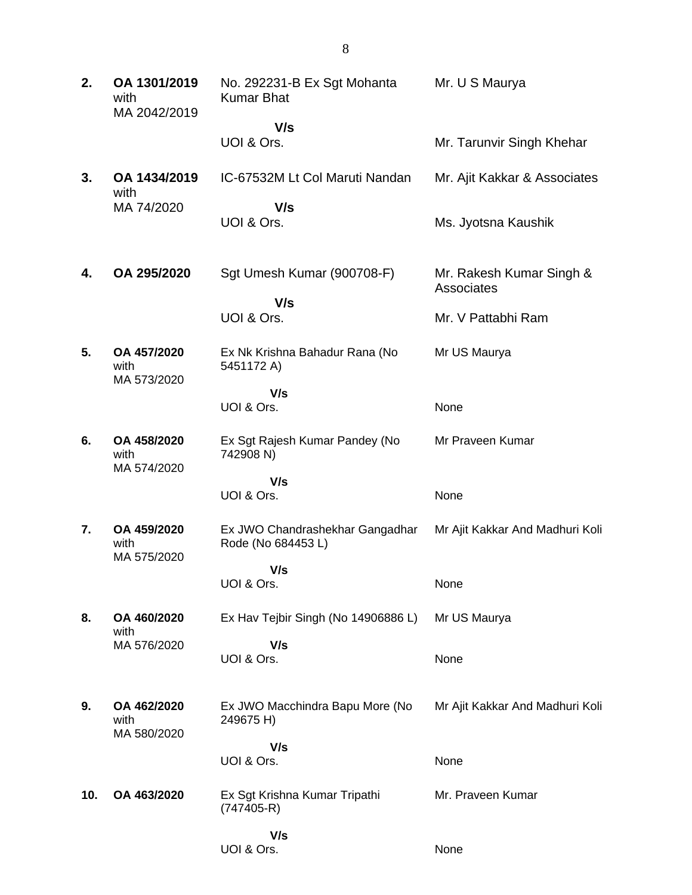| | | | |
|---|---|---|---|
| **2.** | **OA 1301/2019** with MA 2042/2019 | No. 292231-B Ex Sgt Mohanta Kumar Bhat | Mr. U S Maurya |
| | | **V/s** UOI & Ors. | Mr. Tarunvir Singh Khehar |
| **3.** | **OA 1434/2019** with MA 74/2020 | IC-67532M Lt Col Maruti Nandan | Mr. Ajit Kakkar & Associates |
| | | **V/s** UOI & Ors. | Ms. Jyotsna Kaushik |
| **4.** | **OA 295/2020** | Sgt Umesh Kumar (900708-F) | Mr. Rakesh Kumar Singh & Associates |
| | | **V/s** UOI & Ors. | Mr. V Pattabhi Ram |
| **5.** | **OA 457/2020** with MA 573/2020 | Ex Nk Krishna Bahadur Rana (No 5451172 A) | Mr US Maurya |
| | | **V/s** UOI & Ors. | None |
| **6.** | **OA 458/2020** with MA 574/2020 | Ex Sgt Rajesh Kumar Pandey (No 742908 N) | Mr Praveen Kumar |
| | | **V/s** UOI & Ors. | None |
| **7.** | **OA 459/2020** with MA 575/2020 | Ex JWO Chandrashekhar Gangadhar Rode (No 684453 L) | Mr Ajit Kakkar And Madhuri Koli |
| | | **V/s** UOI & Ors. | None |
| **8.** | **OA 460/2020** with MA 576/2020 | Ex Hav Tejbir Singh (No 14906886 L) | Mr US Maurya |
| | | **V/s** UOI & Ors. | None |
| **9.** | **OA 462/2020** with MA 580/2020 | Ex JWO Macchindra Bapu More (No 249675 H) | Mr Ajit Kakkar And Madhuri Koli |
| | | **V/s** UOI & Ors. | None |
| **10.** | **OA 463/2020** | Ex Sgt Krishna Kumar Tripathi (747405-R) | Mr. Praveen Kumar |
| | | **V/s** UOI & Ors. | None |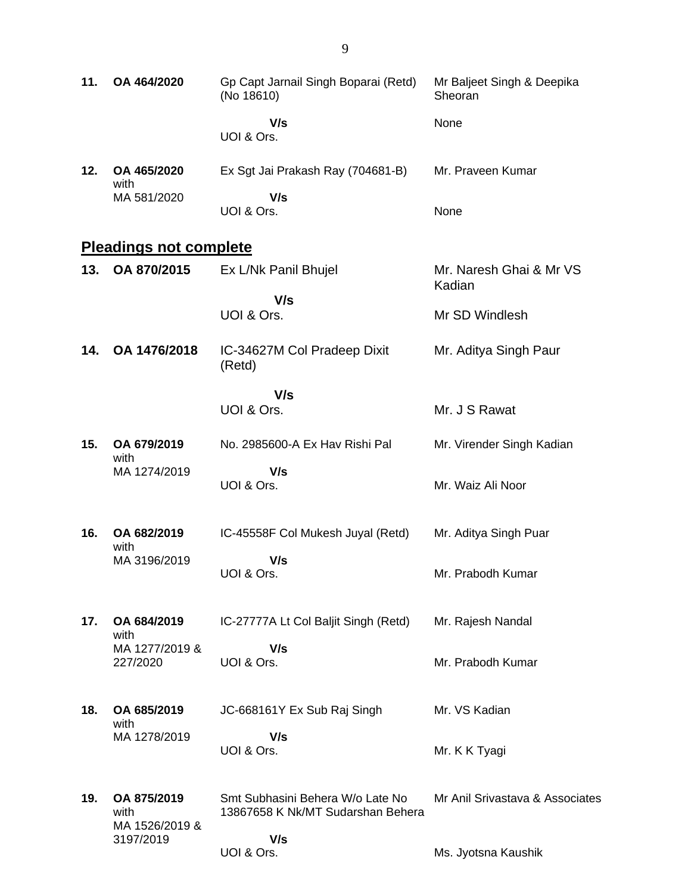| | | | |
|---|---|---|---|
| **11.** | **OA 464/2020** | Gp Capt Jarnail Singh Boparai (Retd) (No 18610) | Mr Baljeet Singh & Deepika Sheoran |
| | | **V/s** UOI & Ors. | None |
| **12.** | **OA 465/2020** with MA 581/2020 | Ex Sgt Jai Prakash Ray (704681-B) | Mr. Praveen Kumar |
| | | **V/s** UOI & Ors. | None |

## Pleadings not complete

| | | | |
|---|---|---|---|
| **13.** | **OA 870/2015** | Ex L/Nk Panil Bhujel | Mr. Naresh Ghai & Mr VS Kadian |
| | | **V/s** UOI & Ors. | Mr SD Windlesh |
| **14.** | **OA 1476/2018** | IC-34627M Col Pradeep Dixit (Retd) | Mr. Aditya Singh Paur |
| | | **V/s** UOI & Ors. | Mr. J S Rawat |
| **15.** | **OA 679/2019** with MA 1274/2019 | No. 2985600-A Ex Hav Rishi Pal | Mr. Virender Singh Kadian |
| | | **V/s** UOI & Ors. | Mr. Waiz Ali Noor |
| **16.** | **OA 682/2019** with MA 3196/2019 | IC-45558F Col Mukesh Juyal (Retd) | Mr. Aditya Singh Puar |
| | | **V/s** UOI & Ors. | Mr. Prabodh Kumar |
| **17.** | **OA 684/2019** with MA 1277/2019 & 227/2020 | IC-27777A Lt Col Baljit Singh (Retd) | Mr. Rajesh Nandal |
| | | **V/s** UOI & Ors. | Mr. Prabodh Kumar |
| **18.** | **OA 685/2019** with MA 1278/2019 | JC-668161Y Ex Sub Raj Singh | Mr. VS Kadian |
| | | **V/s** UOI & Ors. | Mr. K K Tyagi |
| **19.** | **OA 875/2019** with MA 1526/2019 & 3197/2019 | Smt Subhasini Behera W/o Late No 13867658 K Nk/MT Sudarshan Behera | Mr Anil Srivastava & Associates |
| | | **V/s** UOI & Ors. | Ms. Jyotsna Kaushik |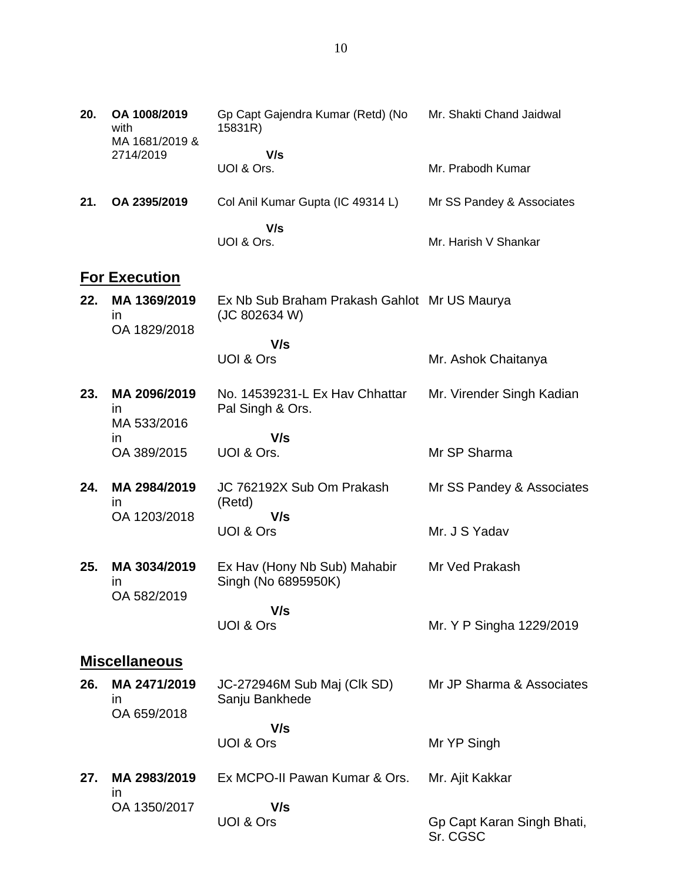| | | | |
|---|---|---|---|
| **20.** | **OA 1008/2019** with MA 1681/2019 & 2714/2019 | Gp Capt Gajendra Kumar (Retd) (No 15831R)<br>**V/s**<br>UOI & Ors. | Mr. Shakti Chand Jaidwal<br><br>Mr. Prabodh Kumar |
| **21.** | **OA 2395/2019** | Col Anil Kumar Gupta (IC 49314 L)<br>**V/s**<br>UOI & Ors. | Mr SS Pandey & Associates<br><br>Mr. Harish V Shankar |

## **For Execution**

| | | | |
|---|---|---|---|
| **22.** | **MA 1369/2019** in OA 1829/2018 | Ex Nb Sub Braham Prakash Gahlot (JC 802634 W)<br>**V/s**<br>UOI & Ors | Mr US Maurya<br><br>Mr. Ashok Chaitanya |
| **23.** | **MA 2096/2019** in MA 533/2016 in OA 389/2015 | No. 14539231-L Ex Hav Chhattar Pal Singh & Ors.<br>**V/s**<br>UOI & Ors. | Mr. Virender Singh Kadian<br><br>Mr SP Sharma |
| **24.** | **MA 2984/2019** in OA 1203/2018 | JC 762192X Sub Om Prakash (Retd)<br>**V/s**<br>UOI & Ors | Mr SS Pandey & Associates<br><br>Mr. J S Yadav |
| **25.** | **MA 3034/2019** in OA 582/2019 | Ex Hav (Hony Nb Sub) Mahabir Singh (No 6895950K)<br>**V/s**<br>UOI & Ors | Mr Ved Prakash<br><br>Mr. Y P Singha 1229/2019 |

## **Miscellaneous**

| | | | |
|---|---|---|---|
| **26.** | **MA 2471/2019** in OA 659/2018 | JC-272946M Sub Maj (Clk SD) Sanju Bankhede<br>**V/s**<br>UOI & Ors | Mr JP Sharma & Associates<br><br>Mr YP Singh |
| **27.** | **MA 2983/2019** in OA 1350/2017 | Ex MCPO-II Pawan Kumar & Ors.<br>**V/s**<br>UOI & Ors | Mr. Ajit Kakkar<br><br>Gp Capt Karan Singh Bhati, Sr. CGSC |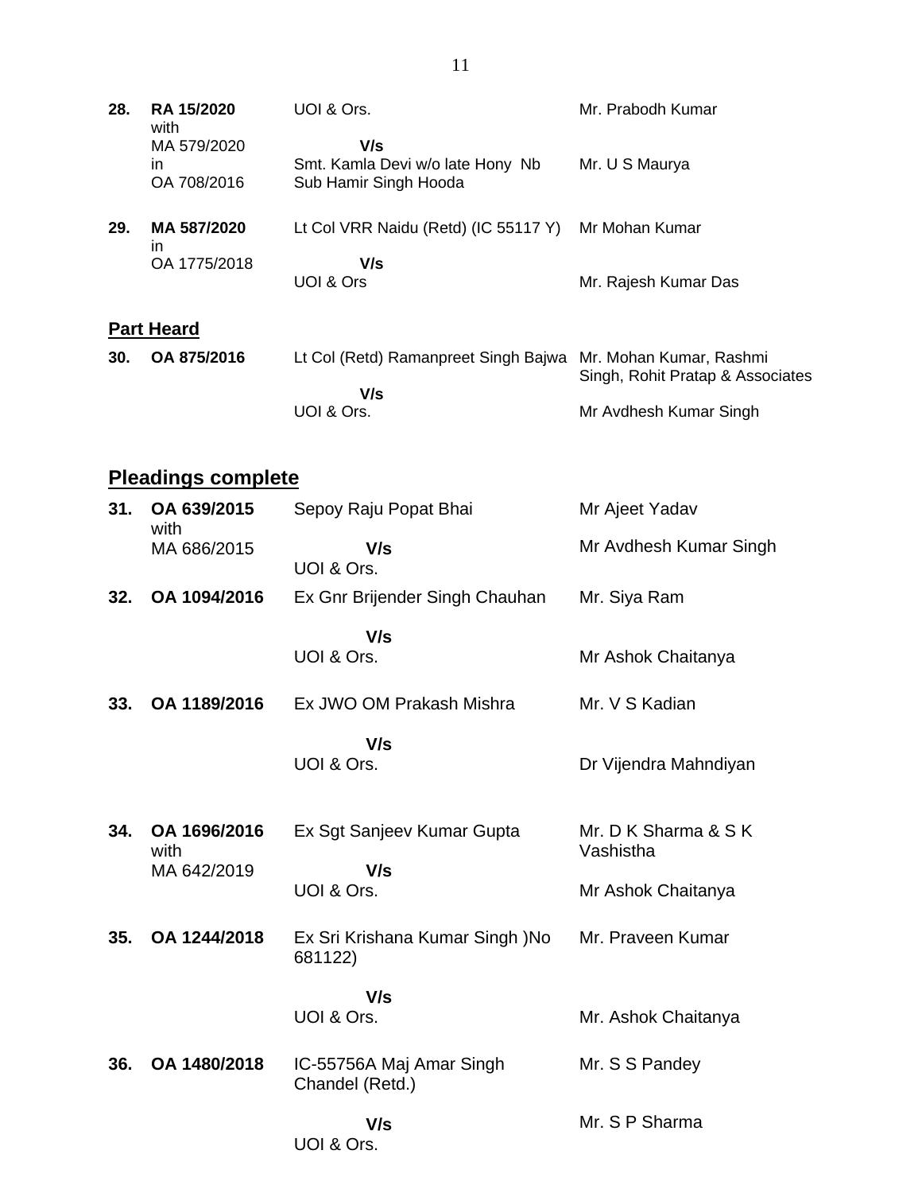| | | | |
|---|---|---|---|
| **28.** | **RA 15/2020** with MA 579/2020 in OA 708/2016 | UOI & Ors. **V/s** Smt. Kamla Devi w/o late Hony Nb Sub Hamir Singh Hooda | Mr. Prabodh Kumar<br>Mr. U S Maurya |
| **29.** | **MA 587/2020** in OA 1775/2018 | Lt Col VRR Naidu (Retd) (IC 55117 Y) **V/s** UOI & Ors | Mr Mohan Kumar<br>Mr. Rajesh Kumar Das |

**Part Heard**

| | | | |
|---|---|---|---|
| **30.** | **OA 875/2016** | Lt Col (Retd) Ramanpreet Singh Bajwa **V/s** UOI & Ors. | Mr. Mohan Kumar, Rashmi Singh, Rohit Pratap & Associates<br>Mr Avdhesh Kumar Singh |

## **Pleadings complete**

| | | | |
|---|---|---|---|
| **31.** | **OA 639/2015** with MA 686/2015 | Sepoy Raju Popat Bhai **V/s** UOI & Ors. | Mr Ajeet Yadav<br>Mr Avdhesh Kumar Singh |
| **32.** | **OA 1094/2016** | Ex Gnr Brijender Singh Chauhan **V/s** UOI & Ors. | Mr. Siya Ram<br>Mr Ashok Chaitanya |
| **33.** | **OA 1189/2016** | Ex JWO OM Prakash Mishra **V/s** UOI & Ors. | Mr. V S Kadian<br>Dr Vijendra Mahndiyan |
| **34.** | **OA 1696/2016** with MA 642/2019 | Ex Sgt Sanjeev Kumar Gupta **V/s** UOI & Ors. | Mr. D K Sharma & S K Vashistha<br>Mr Ashok Chaitanya |
| **35.** | **OA 1244/2018** | Ex Sri Krishana Kumar Singh )No 681122) **V/s** UOI & Ors. | Mr. Praveen Kumar<br>Mr. Ashok Chaitanya |
| **36.** | **OA 1480/2018** | IC-55756A Maj Amar Singh Chandel (Retd.) **V/s** UOI & Ors. | Mr. S S Pandey<br>Mr. S P Sharma |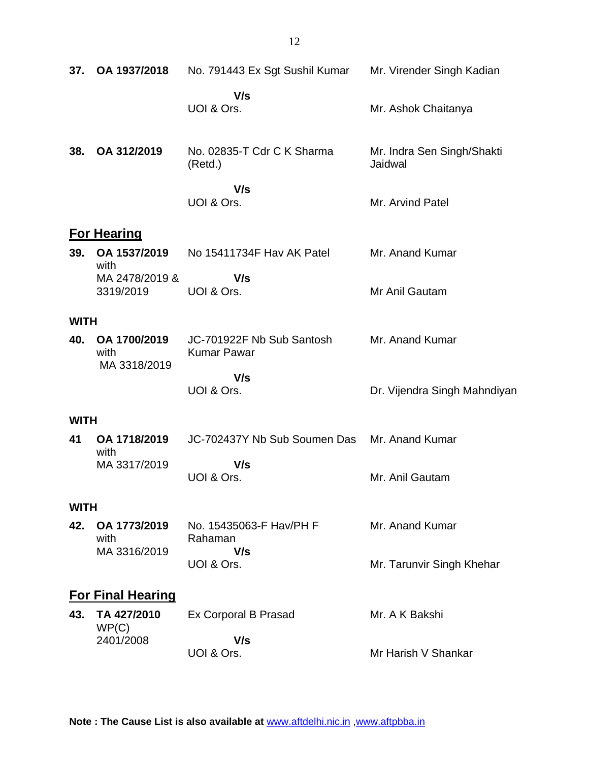| | | | |
|---|---|---|---|
| **37.** | **OA 1937/2018** | No. 791443 Ex Sgt Sushil Kumar<br>**V/s**<br>UOI & Ors. | Mr. Virender Singh Kadian<br><br>Mr. Ashok Chaitanya |
| **38.** | **OA 312/2019** | No. 02835-T Cdr C K Sharma (Retd.)<br>**V/s**<br>UOI & Ors. | Mr. Indra Sen Singh/Shakti Jaidwal<br><br>Mr. Arvind Patel |

## For Hearing

| | | | |
|---|---|---|---|
| **39.** | **OA 1537/2019** with MA 2478/2019 & 3319/2019 | No 15411734F Hav AK Patel<br>**V/s**<br>UOI & Ors. | Mr. Anand Kumar<br><br>Mr Anil Gautam |

**WITH**

| | | | |
|---|---|---|---|
| **40.** | **OA 1700/2019** with MA 3318/2019 | JC-701922F Nb Sub Santosh Kumar Pawar<br>**V/s**<br>UOI & Ors. | Mr. Anand Kumar<br><br>Dr. Vijendra Singh Mahndiyan |

**WITH**

| | | | |
|---|---|---|---|
| **41** | **OA 1718/2019** with MA 3317/2019 | JC-702437Y Nb Sub Soumen Das<br>**V/s**<br>UOI & Ors. | Mr. Anand Kumar<br><br>Mr. Anil Gautam |

**WITH**

| | | | |
|---|---|---|---|
| **42.** | **OA 1773/2019** with MA 3316/2019 | No. 15435063-F Hav/PH F Rahaman<br>**V/s**<br>UOI & Ors. | Mr. Anand Kumar<br><br>Mr. Tarunvir Singh Khehar |

## For Final Hearing

| | | | |
|---|---|---|---|
| **43.** | **TA 427/2010** WP(C) 2401/2008 | Ex Corporal B Prasad<br>**V/s**<br>UOI & Ors. | Mr. A K Bakshi<br><br>Mr Harish V Shankar |

**Note : The Cause List is also available at** www.aftdelhi.nic.in ,www.aftpbba.in